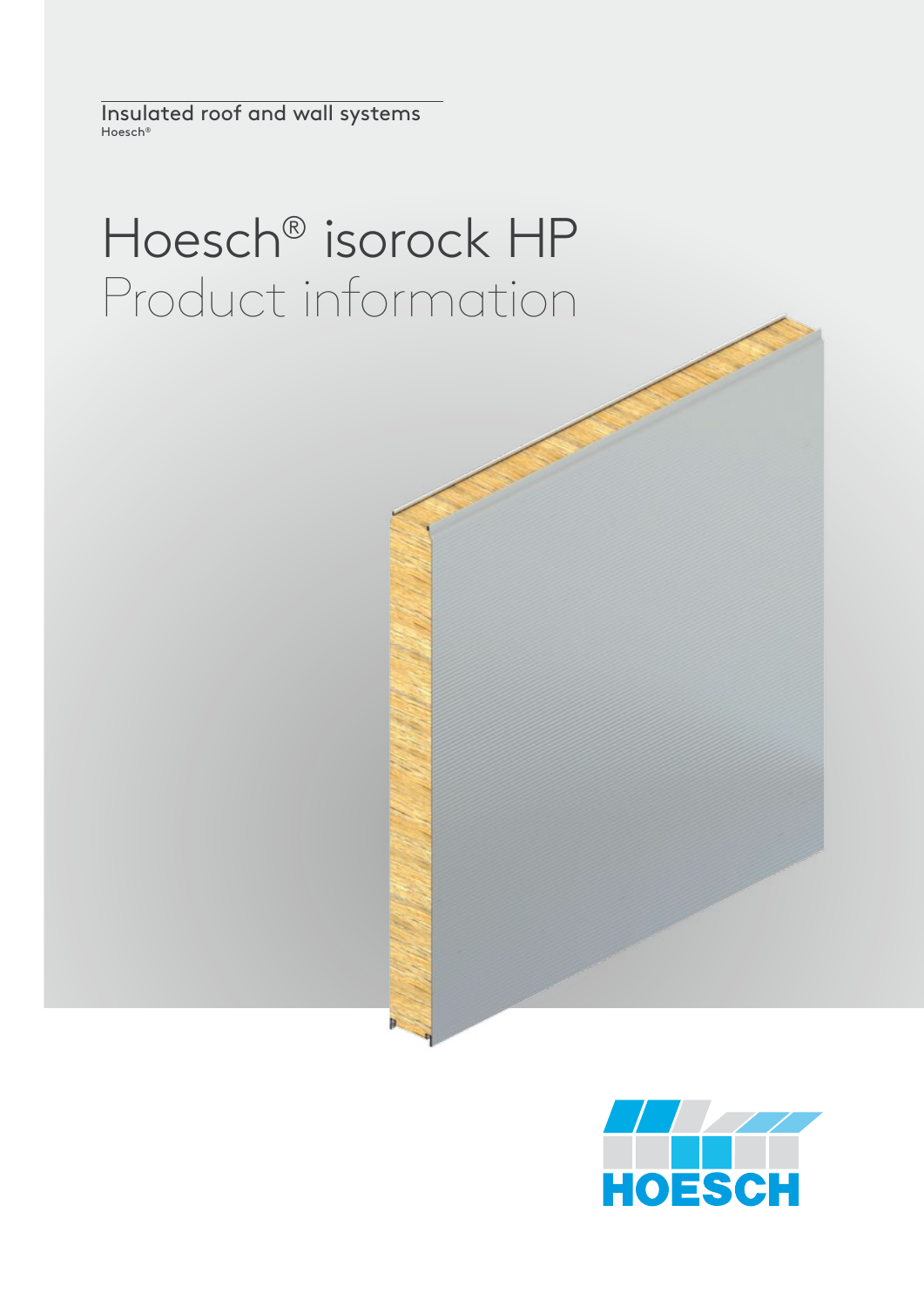Insulated roof and wall systems
Hoesch®

# Hoesch® isorock HP
## Product information

HOESCH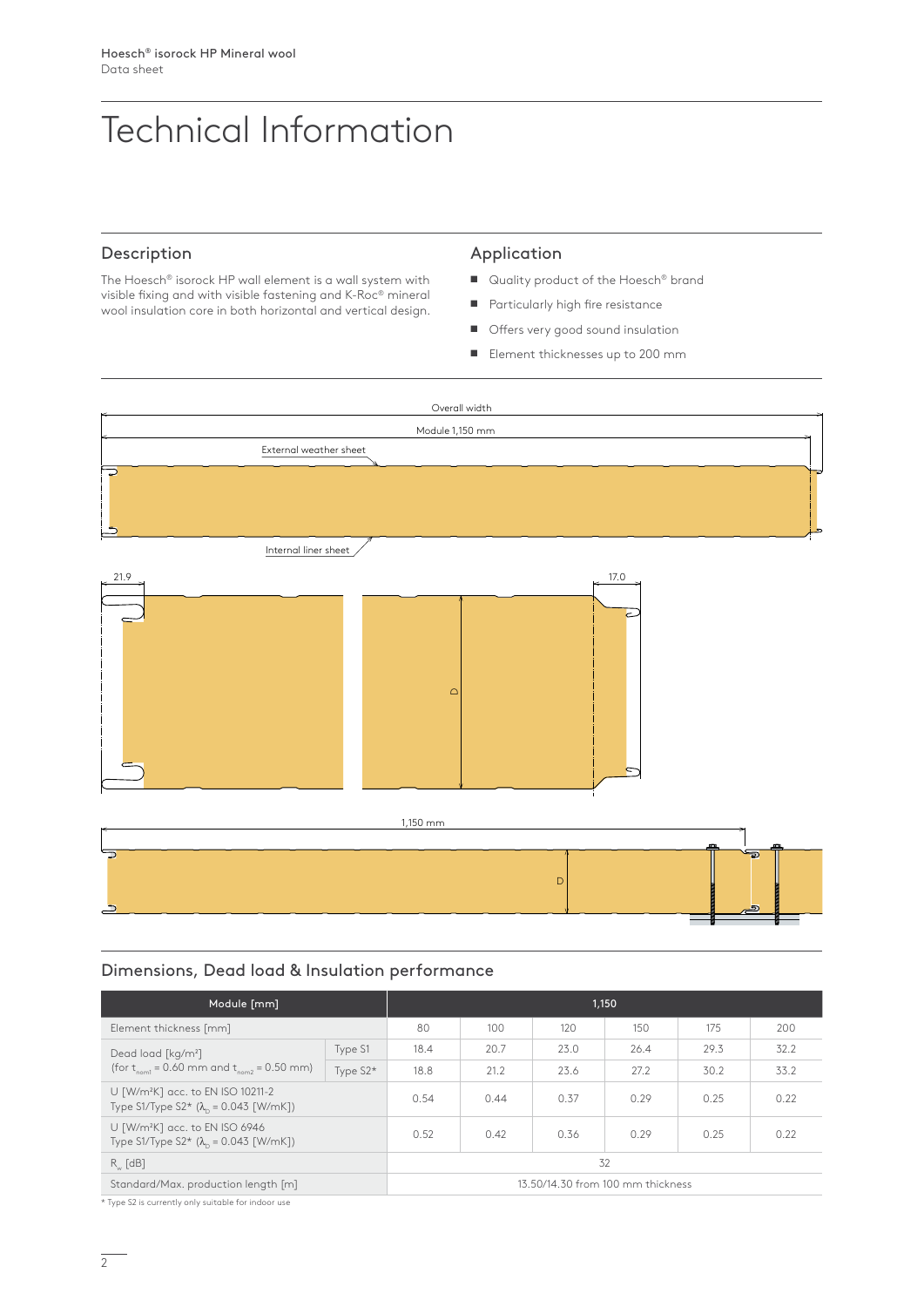# Technical Information

## Description

The Hoesch® isorock HP wall element is a wall system with visible fixing and with visible fastening and K-Roc® mineral wool insulation core in both horizontal and vertical design.

## Application

- Quality product of the Hoesch® brand
- Particularly high fire resistance
- Offers very good sound insulation
- Element thicknesses up to 200 mm

Overall width

Module 1,150 mm

External weather sheet

Internal liner sheet

21.9

17.0

D

1,150 mm

D

## Dimensions, Dead load & Insulation performance

| Module [mm] | | 1,150 | | | | | |
|---|---|---|---|---|---|---|---|
| Element thickness [mm] | | 80 | 100 | 120 | 150 | 175 | 200 |
| Dead load [kg/m²] (for $t_{nom1}$ = 0.60 mm and $t_{nom2}$ = 0.50 mm) | Type S1 | 18.4 | 20.7 | 23.0 | 26.4 | 29.3 | 32.2 |
| | Type S2* | 18.8 | 21.2 | 23.6 | 27.2 | 30.2 | 33.2 |
| U [W/m²K] acc. to EN ISO 10211-2 Type S1/Type S2* ($\lambda_D$ = 0.043 [W/mK]) | | 0.54 | 0.44 | 0.37 | 0.29 | 0.25 | 0.22 |
| U [W/m²K] acc. to EN ISO 6946 Type S1/Type S2* ($\lambda_D$ = 0.043 [W/mK]) | | 0.52 | 0.42 | 0.36 | 0.29 | 0.25 | 0.22 |
| $R_w$ [dB] | | 32 | | | | | |
| Standard/Max. production length [m] | | 13.50/14.30 from 100 mm thickness | | | | | |

\* Type S2 is currently only suitable for indoor use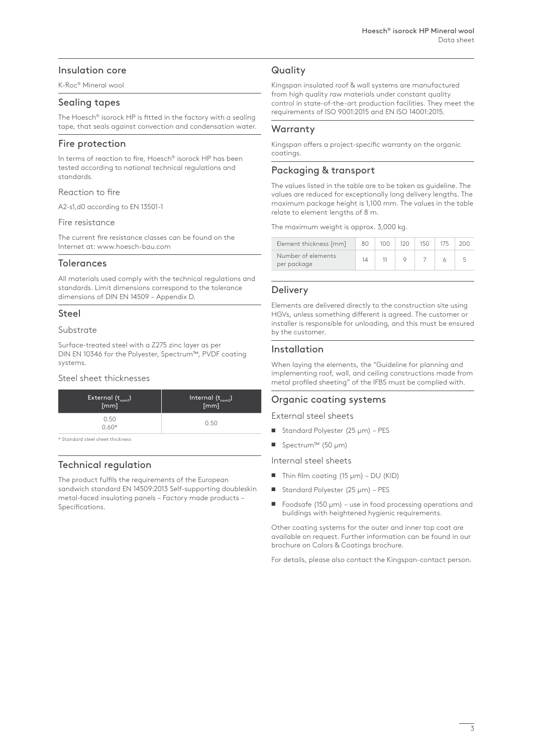## Insulation core

K-Roc® Mineral wool

## Sealing tapes

The Hoesch® isorock HP is fitted in the factory with a sealing tape, that seals against convection and condensation water.

## Fire protection

In terms of reaction to fire, Hoesch® isorock HP has been tested according to national technical regulations and standards.

### Reaction to fire

A2-s1,d0 according to EN 13501-1

### Fire resistance

The current fire resistance classes can be found on the Internet at: www.hoesch-bau.com

## Tolerances

All materials used comply with the technical regulations and standards. Limit dimensions correspond to the tolerance dimensions of DIN EN 14509 – Appendix D.

## Steel

### Substrate

Surface-treated steel with a Z275 zinc layer as per DIN EN 10346 for the Polyester, Spectrum™, PVDF coating systems.

### Steel sheet thicknesses

| External ($t_{nom1}$) [mm] | Internal ($t_{nom2}$) [mm] |
|---|---|
| 0.50<br>0.60* | 0.50 |

\* Standard steel sheet thickness

## Technical regulation

The product fulfils the requirements of the European sandwich standard EN 14509:2013 Self-supporting doubleskin metal-faced insulating panels – Factory made products – Specifications.

## Quality

Kingspan insulated roof & wall systems are manufactured from high quality raw materials under constant quality control in state-of-the-art production facilities. They meet the requirements of ISO 9001:2015 and EN ISO 14001:2015.

## Warranty

Kingspan offers a project-specific warranty on the organic coatings.

## Packaging & transport

The values listed in the table are to be taken as guideline. The values are reduced for exceptionally long delivery lengths. The maximum package height is 1,100 mm. The values in the table relate to element lengths of 8 m.

The maximum weight is approx. 3,000 kg.

| Element thickness [mm] | 80 | 100 | 120 | 150 | 175 | 200 |
|---|---|---|---|---|---|---|
| Number of elements per package | 14 | 11 | 9 | 7 | 6 | 5 |

## Delivery

Elements are delivered directly to the construction site using HGVs, unless something different is agreed. The customer or installer is responsible for unloading, and this must be ensured by the customer.

## Installation

When laying the elements, the "Guideline for planning and implementing roof, wall, and ceiling constructions made from metal profiled sheeting" of the IFBS must be complied with.

## Organic coating systems

### External steel sheets

- Standard Polyester (25 µm) – PES
- Spectrum™ (50 µm)

### Internal steel sheets

- Thin film coating (15 µm) – DU (KID)
- Standard Polyester (25 µm) – PES
- Foodsafe (150 µm) – use in food processing operations and buildings with heightened hygienic requirements.

Other coating systems for the outer and inner top coat are available on request. Further information can be found in our brochure on Colors & Coatings brochure.

For details, please also contact the Kingspan-contact person.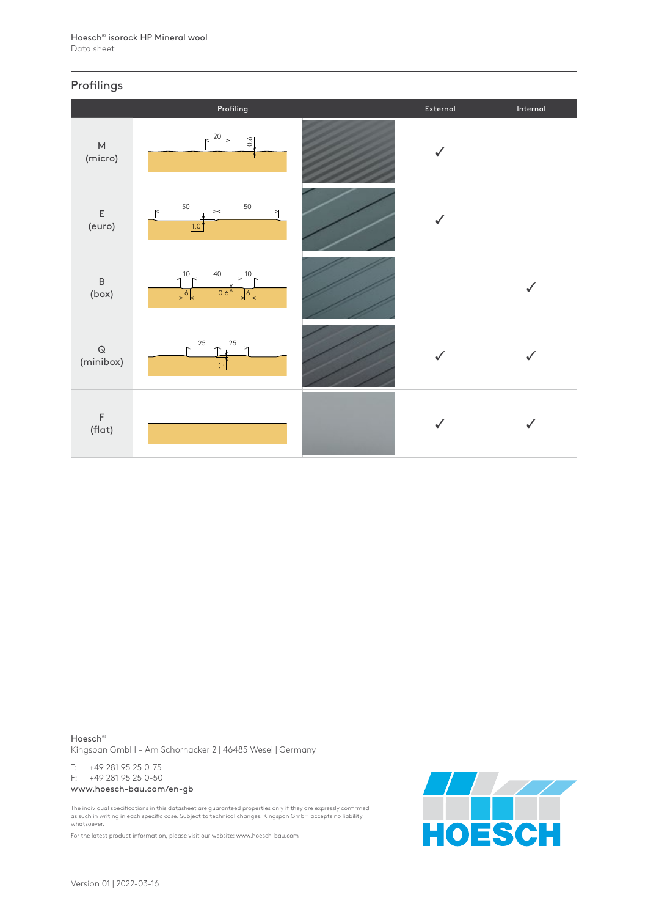## Profilings

| Profiling | | | External | Internal |
|---|---|---|---|---|
| M (micro) | 20 0.6 | | ✓ | |
| E (euro) | 50 50 1.0 | | ✓ | |
| B (box) | 10 40 10 6 0.6 6 | | | ✓ |
| Q (minibox) | 25 25 1.1 | | ✓ | ✓ |
| F (flat) | | | ✓ | ✓ |

Hoesch®
Kingspan GmbH – Am Schornacker 2 | 46485 Wesel | Germany

T: +49 281 95 25 0-75
F: +49 281 95 25 0-50
www.hoesch-bau.com/en-gb

The individual specifications in this datasheet are guaranteed properties only if they are expressly confirmed as such in writing in each specific case. Subject to technical changes. Kingspan GmbH accepts no liability whatsoever.

For the latest product information, please visit our website: www.hoesch-bau.com

HOESCH

Version 01 | 2022-03-16